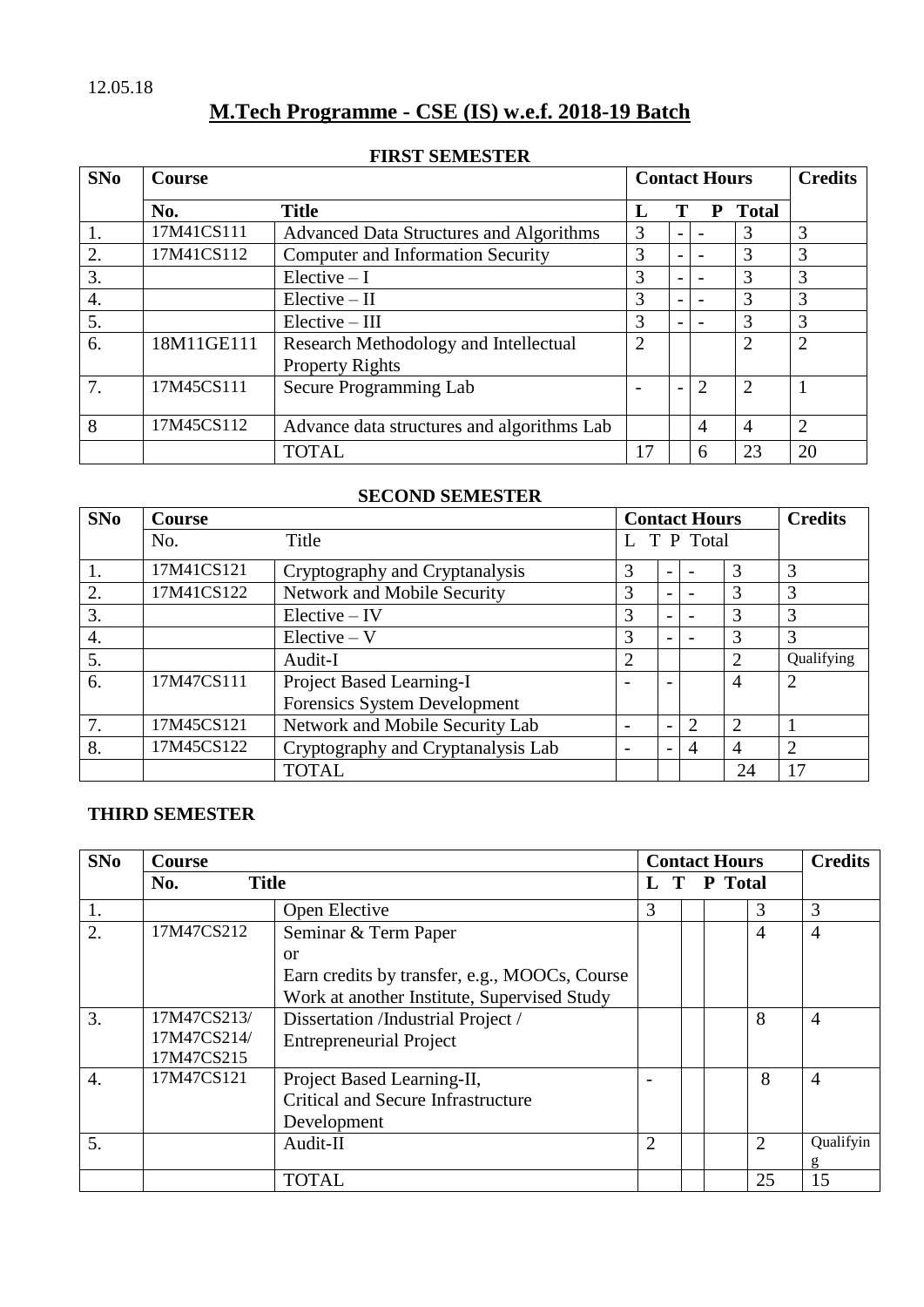12.05.18

# M.Tech Programme - CSE (IS) w.e.f. 2018-19 Batch

## FIRST SEMESTER

| SNo | Course | | Contact Hours | | | | Credits |
|---|---|---|---|---|---|---|---|
| | No. | Title | L | T | P | Total | |
| 1. | 17M41CS111 | Advanced Data Structures and Algorithms | 3 | - | - | 3 | 3 |
| 2. | 17M41CS112 | Computer and Information Security | 3 | - | - | 3 | 3 |
| 3. | | Elective – I | 3 | - | - | 3 | 3 |
| 4. | | Elective – II | 3 | - | - | 3 | 3 |
| 5. | | Elective – III | 3 | - | - | 3 | 3 |
| 6. | 18M11GE111 | Research Methodology and Intellectual Property Rights | 2 | | | 2 | 2 |
| 7. | 17M45CS111 | Secure Programming Lab | - | - | 2 | 2 | 1 |
| 8 | 17M45CS112 | Advance data structures and algorithms Lab | | | 4 | 4 | 2 |
| | | TOTAL | 17 | | 6 | 23 | 20 |

## SECOND SEMESTER

| SNo | Course | | Contact Hours | | | | Credits |
|---|---|---|---|---|---|---|---|
| | No. | Title | L | T | P | Total | |
| 1. | 17M41CS121 | Cryptography and Cryptanalysis | 3 | - | - | 3 | 3 |
| 2. | 17M41CS122 | Network and Mobile Security | 3 | - | - | 3 | 3 |
| 3. | | Elective – IV | 3 | - | - | 3 | 3 |
| 4. | | Elective – V | 3 | - | - | 3 | 3 |
| 5. | | Audit-I | 2 | | | 2 | Qualifying |
| 6. | 17M47CS111 | Project Based Learning-I Forensics System Development | - | - | | 4 | 2 |
| 7. | 17M45CS121 | Network and Mobile Security Lab | - | - | 2 | 2 | 1 |
| 8. | 17M45CS122 | Cryptography and Cryptanalysis Lab | - | - | 4 | 4 | 2 |
| | | TOTAL | | | | 24 | 17 |

## THIRD SEMESTER

| SNo | Course | | Contact Hours | | | | Credits |
|---|---|---|---|---|---|---|---|
| | No. | Title | L | T | P | Total | |
| 1. | | Open Elective | 3 | | | 3 | 3 |
| 2. | 17M47CS212 | Seminar & Term Paper or Earn credits by transfer, e.g., MOOCs, Course Work at another Institute, Supervised Study | | | | 4 | 4 |
| 3. | 17M47CS213/ 17M47CS214/ 17M47CS215 | Dissertation /Industrial Project / Entrepreneurial Project | | | | 8 | 4 |
| 4. | 17M47CS121 | Project Based Learning-II, Critical and Secure Infrastructure Development | - | | | 8 | 4 |
| 5. | | Audit-II | 2 | | | 2 | Qualifying |
| | | TOTAL | | | | 25 | 15 |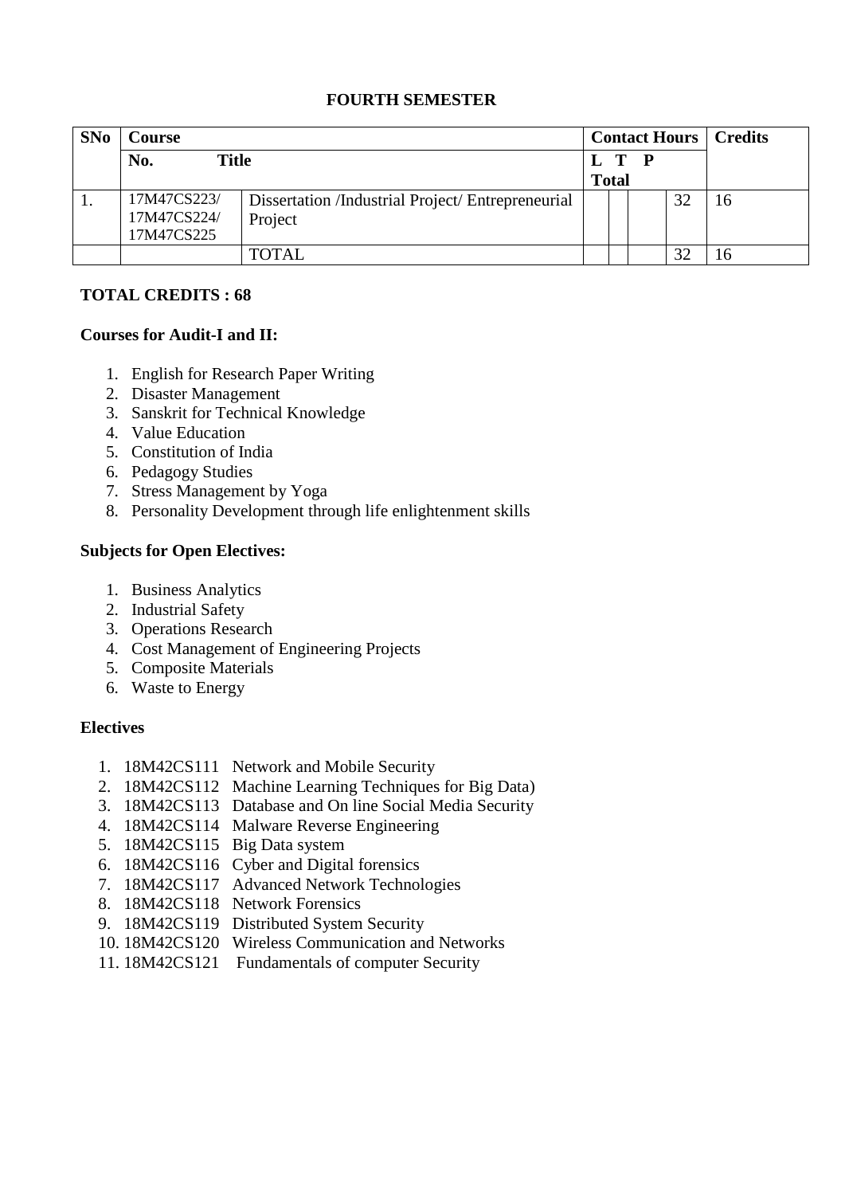**FOURTH SEMESTER**

| SNo | Course | | Contact Hours | | | | Credits |
|---|---|---|---|---|---|---|---|
| | No. | Title | L | T | P | Total | |
| 1. | 17M47CS223/ 17M47CS224/ 17M47CS225 | Dissertation /Industrial Project/ Entrepreneurial Project | | | | 32 | 16 |
| | | TOTAL | | | | 32 | 16 |

**TOTAL CREDITS : 68**

**Courses for Audit-I and II:**

1. English for Research Paper Writing
2. Disaster Management
3. Sanskrit for Technical Knowledge
4. Value Education
5. Constitution of India
6. Pedagogy Studies
7. Stress Management by Yoga
8. Personality Development through life enlightenment skills

**Subjects for Open Electives:**

1. Business Analytics
2. Industrial Safety
3. Operations Research
4. Cost Management of Engineering Projects
5. Composite Materials
6. Waste to Energy

**Electives**

1. 18M42CS111 Network and Mobile Security
2. 18M42CS112 Machine Learning Techniques for Big Data)
3. 18M42CS113 Database and On line Social Media Security
4. 18M42CS114 Malware Reverse Engineering
5. 18M42CS115 Big Data system
6. 18M42CS116 Cyber and Digital forensics
7. 18M42CS117 Advanced Network Technologies
8. 18M42CS118 Network Forensics
9. 18M42CS119 Distributed System Security
10. 18M42CS120 Wireless Communication and Networks
11. 18M42CS121 Fundamentals of computer Security